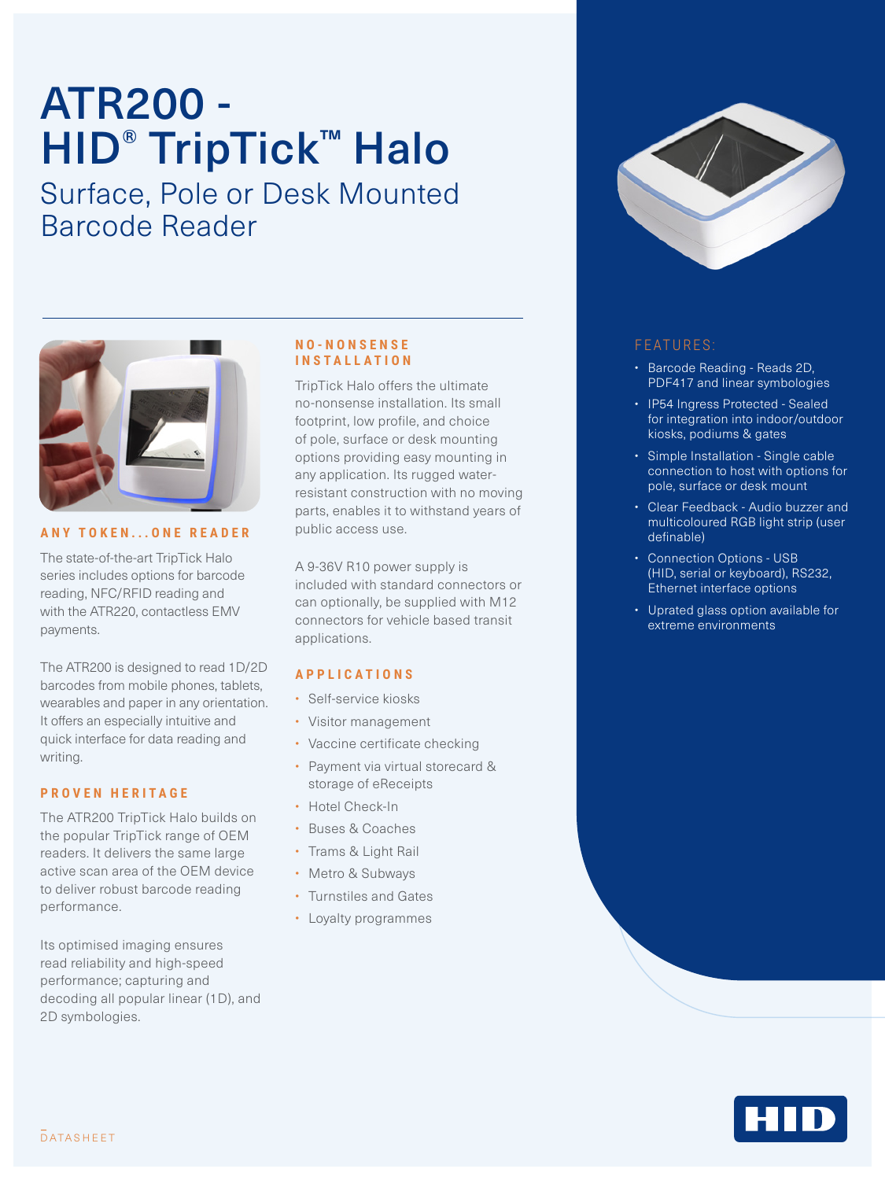# ATR200 - HID® TripTick™ Halo

## Surface, Pole or Desk Mounted Barcode Reader

### ANY TOKEN...ONE READER

The state-of-the-art TripTick Halo series includes options for barcode reading, NFC/RFID reading and with the ATR220, contactless EMV payments.

The ATR200 is designed to read 1D/2D barcodes from mobile phones, tablets, wearables and paper in any orientation. It offers an especially intuitive and quick interface for data reading and writing.

### PROVEN HERITAGE

The ATR200 TripTick Halo builds on the popular TripTick range of OEM readers. It delivers the same large active scan area of the OEM device to deliver robust barcode reading performance.

Its optimised imaging ensures read reliability and high-speed performance; capturing and decoding all popular linear (1D), and 2D symbologies.

### NO-NONSENSE INSTALLATION

TripTick Halo offers the ultimate no-nonsense installation. Its small footprint, low profile, and choice of pole, surface or desk mounting options providing easy mounting in any application. Its rugged water-resistant construction with no moving parts, enables it to withstand years of public access use.

A 9-36V R10 power supply is included with standard connectors or can optionally, be supplied with M12 connectors for vehicle based transit applications.

### APPLICATIONS

- Self-service kiosks
- Visitor management
- Vaccine certificate checking
- Payment via virtual storecard & storage of eReceipts
- Hotel Check-In
- Buses & Coaches
- Trams & Light Rail
- Metro & Subways
- Turnstiles and Gates
- Loyalty programmes

### FEATURES:

- Barcode Reading - Reads 2D, PDF417 and linear symbologies
- IP54 Ingress Protected - Sealed for integration into indoor/outdoor kiosks, podiums & gates
- Simple Installation - Single cable connection to host with options for pole, surface or desk mount
- Clear Feedback - Audio buzzer and multicoloured RGB light strip (user definable)
- Connection Options - USB (HID, serial or keyboard), RS232, Ethernet interface options
- Uprated glass option available for extreme environments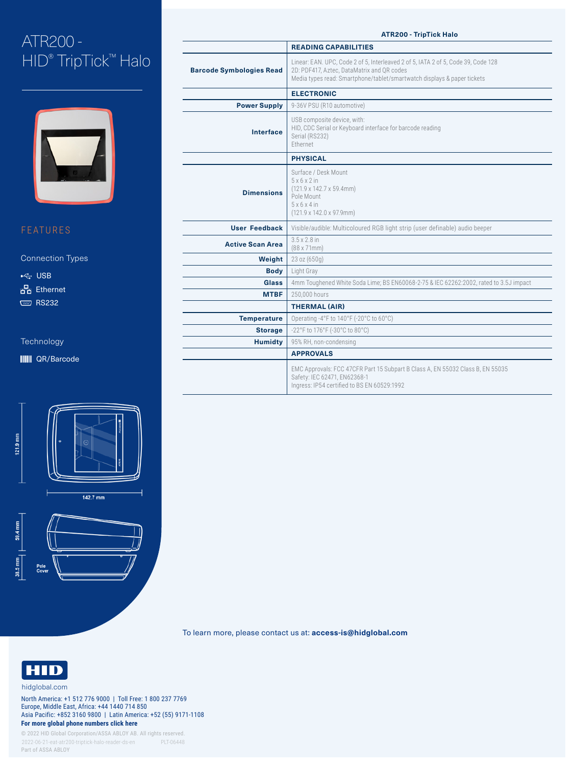# ATR200 - HID® TripTick™ Halo

## FEATURES

Connection Types

- USB
- Ethernet
- RS232

Technology

- QR/Barcode

121.9 mm

142.7 mm

59.4 mm

38.5 mm

Pole Cover

| | ATR200 - TripTick Halo |
|---|---|
| | **READING CAPABILITIES** |
| **Barcode Symbologies Read** | Linear: EAN. UPC, Code 2 of 5, Interleaved 2 of 5, IATA 2 of 5, Code 39, Code 128<br>2D: PDF417, Aztec, DataMatrix and QR codes<br>Media types read: Smartphone/tablet/smartwatch displays & paper tickets |
| | **ELECTRONIC** |
| **Power Supply** | 9-36V PSU (R10 automotive) |
| **Interface** | USB composite device, with:<br>HID, CDC Serial or Keyboard interface for barcode reading<br>Serial (RS232)<br>Ethernet |
| | **PHYSICAL** |
| **Dimensions** | Surface / Desk Mount<br>5 x 6 x 2 in<br>(121.9 x 142.7 x 59.4mm)<br>Pole Mount<br>5 x 6 x 4 in<br>(121.9 x 142.0 x 97.9mm) |
| **User Feedback** | Visible/audible: Multicoloured RGB light strip (user definable) audio beeper |
| **Active Scan Area** | 3.5 x 2.8 in<br>(88 x 71mm) |
| **Weight** | 23 oz (650g) |
| **Body** | Light Gray |
| **Glass** | 4mm Toughened White Soda Lime; BS EN60068-2-75 & IEC 62262:2002, rated to 3.5J impact |
| **MTBF** | 250,000 hours |
| | **THERMAL (AIR)** |
| **Temperature** | Operating -4°F to 140°F (-20°C to 60°C) |
| **Storage** | -22°F to 176°F (-30°C to 80°C) |
| **Humidty** | 95% RH, non-condensing |
| | **APPROVALS** |
| | EMC Approvals: FCC 47CFR Part 15 Subpart B Class A, EN 55032 Class B, EN 55035<br>Safety: IEC 62471, EN62368-1<br>Ingress: IP54 certified to BS EN 60529:1992 |

To learn more, please contact us at: **access-is@hidglobal.com**

HID

hidglobal.com

North America: +1 512 776 9000 | Toll Free: 1 800 237 7769
Europe, Middle East, Africa: +44 1440 714 850
Asia Pacific: +852 3160 9800 | Latin America: +52 (55) 9171-1108
**For more global phone numbers click here**

© 2022 HID Global Corporation/ASSA ABLOY AB. All rights reserved.
2022-06-21-eat-atr200-triptick-halo-reader-ds-en PLT-06448
Part of ASSA ABLOY